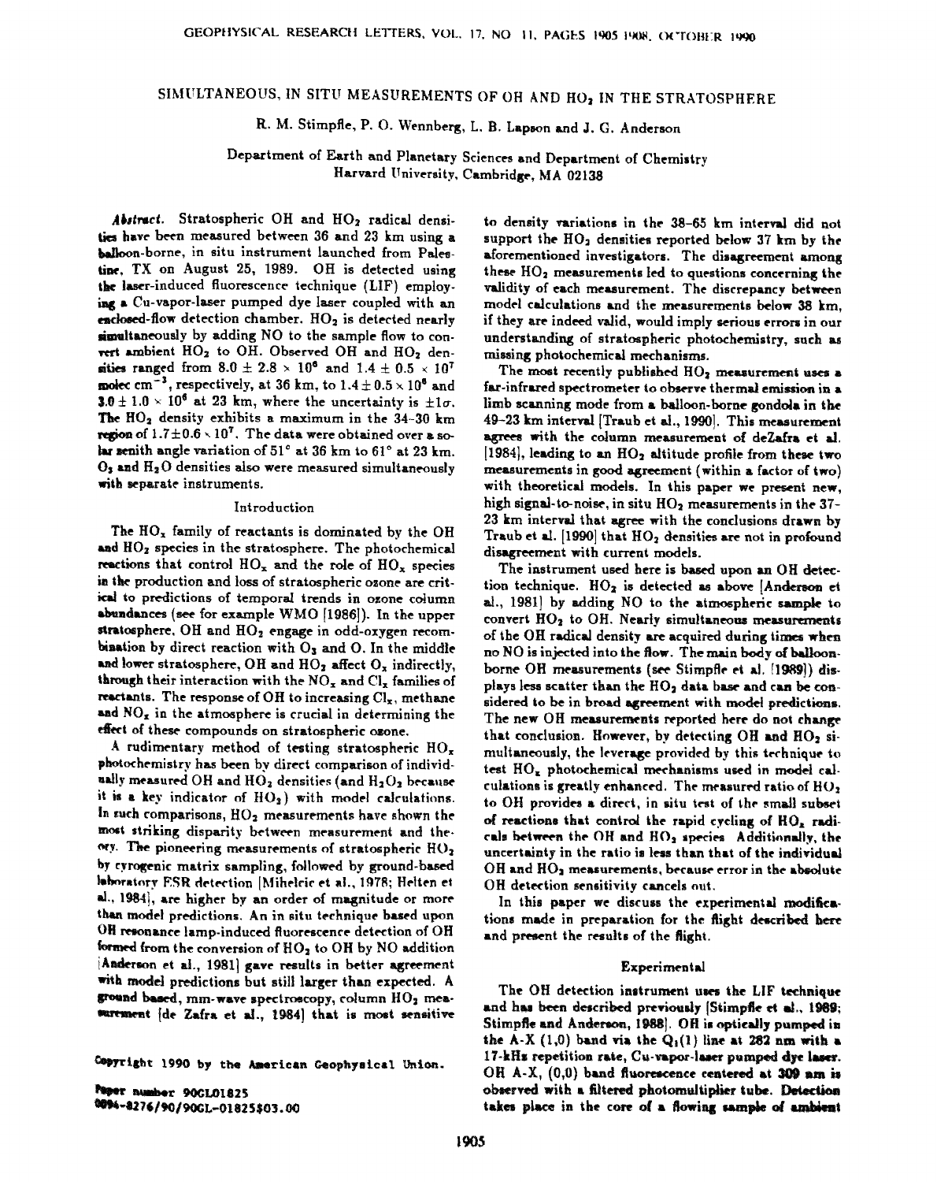# SIMULTANEOUS, IN SITU MEASUREMENTS OF OH AND $HO_2$ IN THE STRATOSPHERE

R. M. Stimpfle, P. O. Wennberg, L. B. Lapson and J. G. Anderson

Department of Earth and Planetary Sciences and Department of Chemistry
Harvard University, Cambridge, MA 02138

*Abstract.* Stratospheric OH and $HO_2$ radical densities have been measured between 36 and 23 km using a balloon-borne, in situ instrument launched from Palestine, TX on August 25, 1989. OH is detected using the laser-induced fluorescence technique (LIF) employing a Cu-vapor-laser pumped dye laser coupled with an enclosed-flow detection chamber. $HO_2$ is detected nearly simultaneously by adding NO to the sample flow to convert ambient $HO_2$ to OH. Observed OH and $HO_2$ densities ranged from $8.0 \pm 2.8 \times 10^6$ and $1.4 \pm 0.5 \times 10^7$ molec cm$^{-3}$, respectively, at 36 km, to $1.4 \pm 0.5 \times 10^6$ and $3.0 \pm 1.0 \times 10^6$ at 23 km, where the uncertainty is $\pm 1\sigma$. The $HO_2$ density exhibits a maximum in the 34–30 km region of $1.7 \pm 0.6 \times 10^7$. The data were obtained over a solar zenith angle variation of 51° at 36 km to 61° at 23 km. $O_3$ and $H_2O$ densities also were measured simultaneously with separate instruments.

## Introduction

The $HO_x$ family of reactants is dominated by the OH and $HO_2$ species in the stratosphere. The photochemical reactions that control $HO_x$ and the role of $HO_x$ species in the production and loss of stratospheric ozone are critical to predictions of temporal trends in ozone column abundances (see for example WMO [1986]). In the upper stratosphere, OH and $HO_2$ engage in odd-oxygen recombination by direct reaction with $O_3$ and O. In the middle and lower stratosphere, OH and $HO_2$ affect $O_x$ indirectly, through their interaction with the $NO_x$ and $Cl_x$ families of reactants. The response of OH to increasing $Cl_x$, methane and $NO_x$ in the atmosphere is crucial in determining the effect of these compounds on stratospheric ozone.

A rudimentary method of testing stratospheric $HO_x$ photochemistry has been by direct comparison of individually measured OH and $HO_2$ densities (and $H_2O_2$ because it is a key indicator of $HO_2$) with model calculations. In such comparisons, $HO_2$ measurements have shown the most striking disparity between measurement and theory. The pioneering measurements of stratospheric $HO_2$ by cyrogenic matrix sampling, followed by ground-based laboratory ESR detection [Mihelcic et al., 1978; Helten et al., 1984], are higher by an order of magnitude or more than model predictions. An in situ technique based upon OH resonance lamp-induced fluorescence detection of OH formed from the conversion of $HO_2$ to OH by NO addition [Anderson et al., 1981] gave results in better agreement with model predictions but still larger than expected. A ground based, mm-wave spectroscopy, column $HO_2$ measurement [de Zafra et al., 1984] that is most sensitive to density variations in the 38–65 km interval did not support the $HO_2$ densities reported below 37 km by the aforementioned investigators. The disagreement among these $HO_2$ measurements led to questions concerning the validity of each measurement. The discrepancy between model calculations and the measurements below 38 km, if they are indeed valid, would imply serious errors in our understanding of stratospheric photochemistry, such as missing photochemical mechanisms.

The most recently published $HO_2$ measurement uses a far-infrared spectrometer to observe thermal emission in a limb scanning mode from a balloon-borne gondola in the 49–23 km interval [Traub et al., 1990]. This measurement agrees with the column measurement of deZafra et al. [1984], leading to an $HO_2$ altitude profile from these two measurements in good agreement (within a factor of two) with theoretical models. In this paper we present new, high signal-to-noise, in situ $HO_2$ measurements in the 37–23 km interval that agree with the conclusions drawn by Traub et al. [1990] that $HO_2$ densities are not in profound disagreement with current models.

The instrument used here is based upon an OH detection technique. $HO_2$ is detected as above [Anderson et al., 1981] by adding NO to the atmospheric sample to convert $HO_2$ to OH. Nearly simultaneous measurements of the OH radical density are acquired during times when no NO is injected into the flow. The main body of balloon-borne OH measurements (see Stimpfle et al. [1989]) displays less scatter than the $HO_2$ data base and can be considered to be in broad agreement with model predictions. The new OH measurements reported here do not change that conclusion. However, by detecting OH and $HO_2$ simultaneously, the leverage provided by this technique to test $HO_x$ photochemical mechanisms used in model calculations is greatly enhanced. The measured ratio of $HO_2$ to OH provides a direct, in situ test of the small subset of reactions that control the rapid cycling of $HO_x$ radicals between the OH and $HO_2$ species. Additionally, the uncertainty in the ratio is less than that of the individual OH and $HO_2$ measurements, because error in the absolute OH detection sensitivity cancels out.

In this paper we discuss the experimental modifications made in preparation for the flight described here and present the results of the flight.

## Experimental

The OH detection instrument uses the LIF technique and has been described previously [Stimpfle et al., 1989; Stimpfle and Anderson, 1988]. OH is optically pumped in the A-X (1,0) band via the $Q_1(1)$ line at 282 nm with a 17-kHz repetition rate, Cu-vapor-laser pumped dye laser. OH A-X, (0,0) band fluorescence centered at 309 nm is observed with a filtered photomultiplier tube. Detection takes place in the core of a flowing sample of ambient

Copyright 1990 by the American Geophysical Union.

Paper number 90GL01825
0094-8276/90/90GL-01825$03.00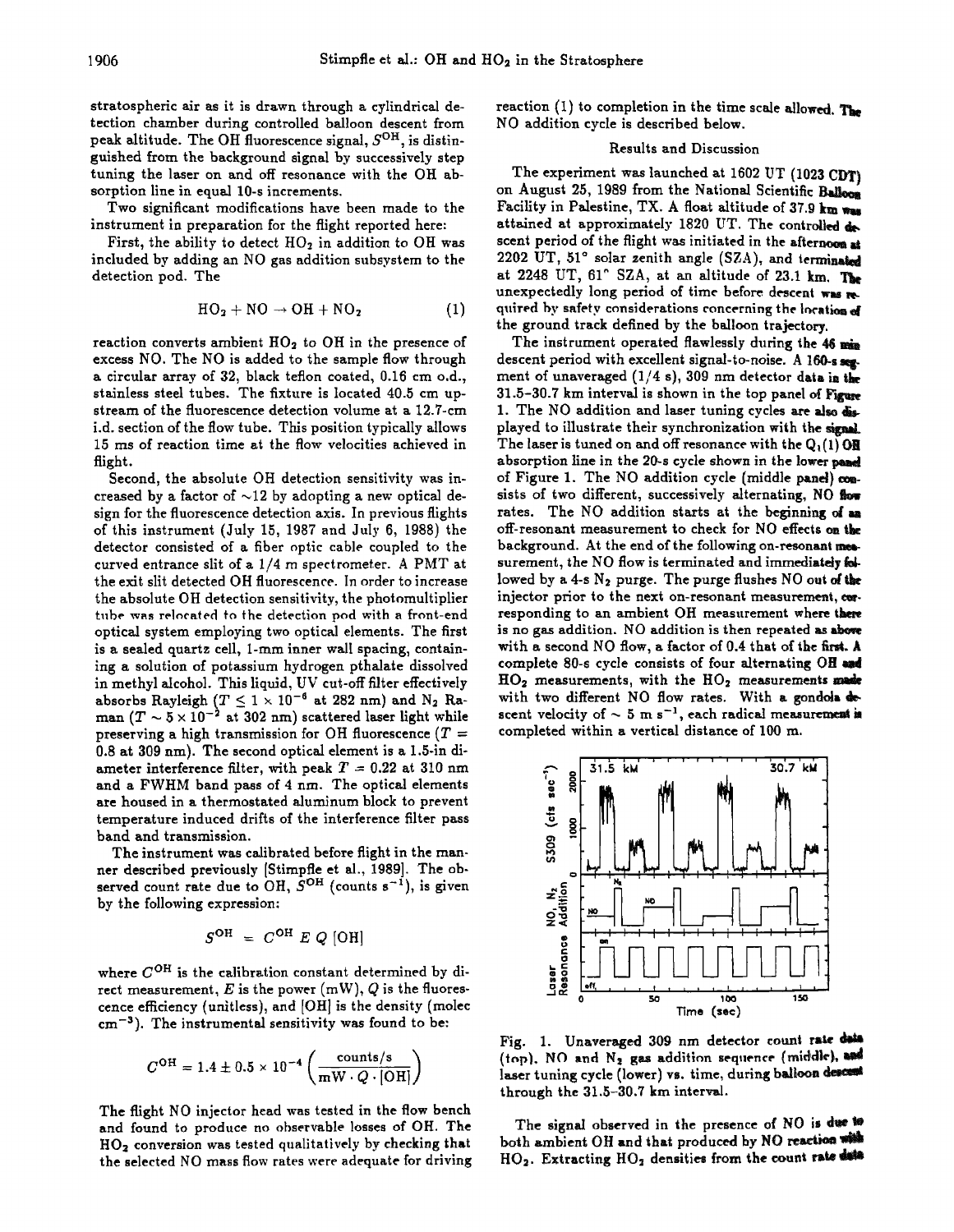stratospheric air as it is drawn through a cylindrical detection chamber during controlled balloon descent from peak altitude. The OH fluorescence signal, $S^{OH}$, is distinguished from the background signal by successively step tuning the laser on and off resonance with the OH absorption line in equal 10-s increments.

Two significant modifications have been made to the instrument in preparation for the flight reported here:

First, the ability to detect $HO_2$ in addition to OH was included by adding an NO gas addition subsystem to the detection pod. The

$$HO_2 + NO \rightarrow OH + NO_2 \tag{1}$$

reaction converts ambient $HO_2$ to OH in the presence of excess NO. The NO is added to the sample flow through a circular array of 32, black teflon coated, 0.16 cm o.d., stainless steel tubes. The fixture is located 40.5 cm upstream of the fluorescence detection volume at a 12.7-cm i.d. section of the flow tube. This position typically allows 15 ms of reaction time at the flow velocities achieved in flight.

Second, the absolute OH detection sensitivity was increased by a factor of ~12 by adopting a new optical design for the fluorescence detection axis. In previous flights of this instrument (July 15, 1987 and July 6, 1988) the detector consisted of a fiber optic cable coupled to the curved entrance slit of a 1/4 m spectrometer. A PMT at the exit slit detected OH fluorescence. In order to increase the absolute OH detection sensitivity, the photomultiplier tube was relocated to the detection pod with a front-end optical system employing two optical elements. The first is a sealed quartz cell, 1-mm inner wall spacing, containing a solution of potassium hydrogen pthalate dissolved in methyl alcohol. This liquid, UV cut-off filter effectively absorbs Rayleigh ($T \leq 1 \times 10^{-6}$ at 282 nm) and $N_2$ Raman ($T \sim 5 \times 10^{-2}$ at 302 nm) scattered laser light while preserving a high transmission for OH fluorescence ($T = 0.8$ at 309 nm). The second optical element is a 1.5-in diameter interference filter, with peak $T = 0.22$ at 310 nm and a FWHM band pass of 4 nm. The optical elements are housed in a thermostated aluminum block to prevent temperature induced drifts of the interference filter pass band and transmission.

The instrument was calibrated before flight in the manner described previously [Stimpfle et al., 1989]. The observed count rate due to OH, $S^{OH}$ (counts $s^{-1}$), is given by the following expression:

$$S^{OH} = C^{OH}\, E\, Q\, [OH]$$

where $C^{OH}$ is the calibration constant determined by direct measurement, $E$ is the power (mW), $Q$ is the fluorescence efficiency (unitless), and [OH] is the density (molec $cm^{-3}$). The instrumental sensitivity was found to be:

$$C^{OH} = 1.4 \pm 0.5 \times 10^{-4} \left( \frac{\text{counts/s}}{\text{mW} \cdot Q \cdot [\text{OH}]} \right)$$

The flight NO injector head was tested in the flow bench and found to produce no observable losses of OH. The $HO_2$ conversion was tested qualitatively by checking that the selected NO mass flow rates were adequate for driving reaction (1) to completion in the time scale allowed. The NO addition cycle is described below.

## Results and Discussion

The experiment was launched at 1602 UT (1023 CDT) on August 25, 1989 from the National Scientific Balloon Facility in Palestine, TX. A float altitude of 37.9 km was attained at approximately 1820 UT. The controlled descent period of the flight was initiated in the afternoon at 2202 UT, 51° solar zenith angle (SZA), and terminated at 2248 UT, 61° SZA, at an altitude of 23.1 km. The unexpectedly long period of time before descent was required by safety considerations concerning the location of the ground track defined by the balloon trajectory.

The instrument operated flawlessly during the 46 min descent period with excellent signal-to-noise. A 160-s segment of unaveraged (1/4 s), 309 nm detector data in the 31.5–30.7 km interval is shown in the top panel of Figure 1. The NO addition and laser tuning cycles are also displayed to illustrate their synchronization with the signal. The laser is tuned on and off resonance with the $Q_1(1)$ OH absorption line in the 20-s cycle shown in the lower panel of Figure 1. The NO addition cycle (middle panel) consists of two different, successively alternating, NO flow rates. The NO addition starts at the beginning of an off-resonant measurement to check for NO effects on the background. At the end of the following on-resonant measurement, the NO flow is terminated and immediately followed by a 4-s $N_2$ purge. The purge flushes NO out of the injector prior to the next on-resonant measurement, corresponding to an ambient OH measurement where there is no gas addition. NO addition is then repeated as above with a second NO flow, a factor of 0.4 that of the first. A complete 80-s cycle consists of four alternating OH and $HO_2$ measurements, with the $HO_2$ measurements made with two different NO flow rates. With a gondola descent velocity of ~ 5 m $s^{-1}$, each radical measurement is completed within a vertical distance of 100 m.

Fig. 1. Unaveraged 309 nm detector count rate data (top), NO and $N_2$ gas addition sequence (middle), and laser tuning cycle (lower) vs. time, during balloon descent through the 31.5–30.7 km interval.

The signal observed in the presence of NO is due to both ambient OH and that produced by NO reaction with $HO_2$. Extracting $HO_2$ densities from the count rate data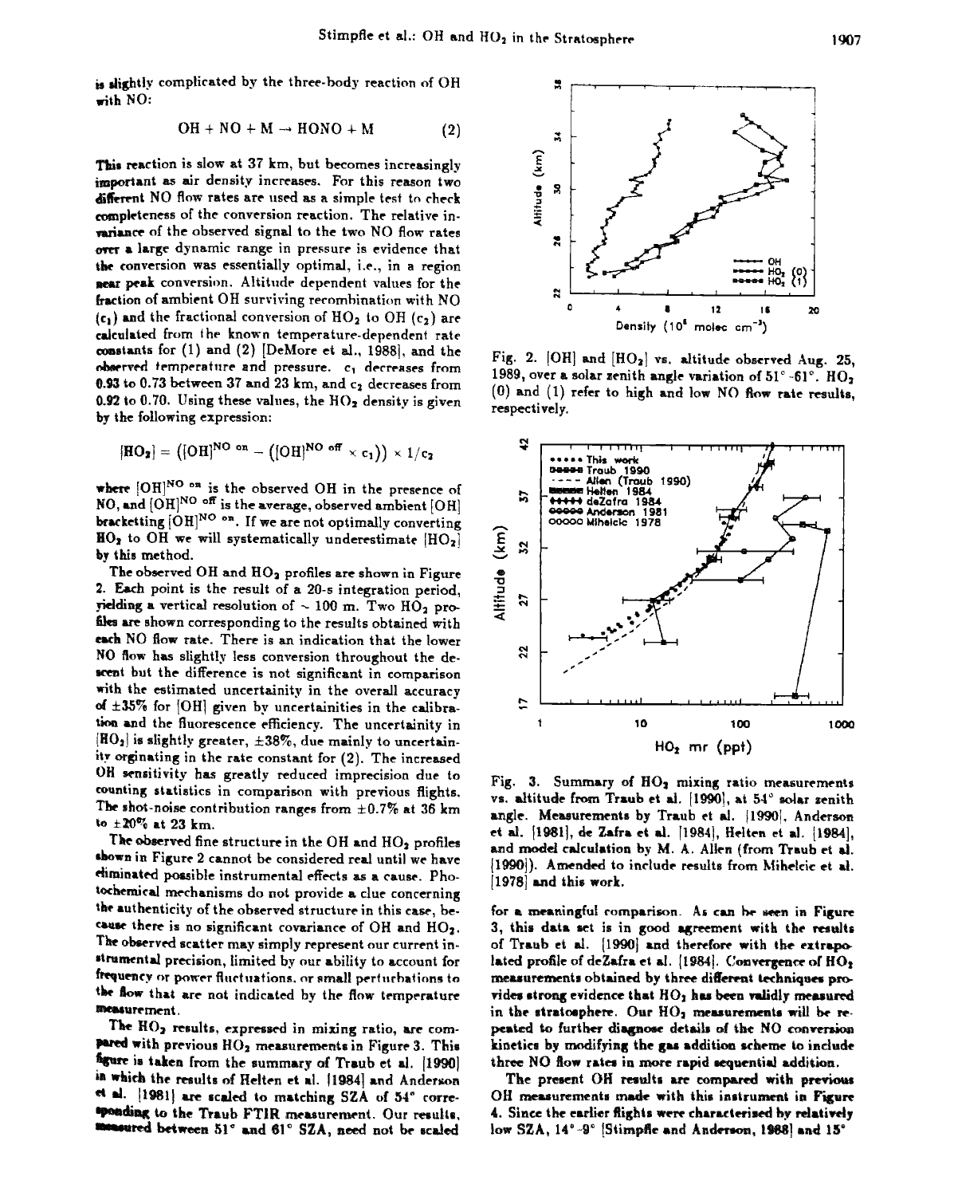is slightly complicated by the three-body reaction of OH with NO:

$$OH + NO + M \rightarrow HONO + M \qquad (2)$$

This reaction is slow at 37 km, but becomes increasingly important as air density increases. For this reason two different NO flow rates are used as a simple test to check completeness of the conversion reaction. The relative invariance of the observed signal to the two NO flow rates over a large dynamic range in pressure is evidence that the conversion was essentially optimal, i.e., in a region near peak conversion. Altitude dependent values for the fraction of ambient OH surviving recombination with NO ($c_1$) and the fractional conversion of $HO_2$ to OH ($c_2$) are calculated from the known temperature-dependent rate constants for (1) and (2) [DeMore et al., 1988], and the observed temperature and pressure. $c_1$ decreases from 0.93 to 0.73 between 37 and 23 km, and $c_2$ decreases from 0.92 to 0.70. Using these values, the $HO_2$ density is given by the following expression:

$$[HO_2] = \left([OH]^{NO\ on} - \left([OH]^{NO\ off} \times c_1\right)\right) \times 1/c_2$$

where $[OH]^{NO\ on}$ is the observed OH in the presence of NO, and $[OH]^{NO\ off}$ is the average, observed ambient [OH] bracketting $[OH]^{NO\ on}$. If we are not optimally converting $HO_2$ to OH by this method, we will systematically underestimate $[HO_2]$.

The observed OH and $HO_2$ profiles are shown in Figure 2. Each point is the result of a 20-s integration period, yielding a vertical resolution of ~ 100 m. Two $HO_2$ profiles are shown corresponding to the results obtained with each NO flow rate. There is an indication that the lower NO flow has slightly less conversion throughout the descent but the difference is not significant in comparison with the estimated uncertainity in the overall accuracy of ±35% for [OH] given by uncertainities in the calibration and the fluorescence efficiency. The uncertainity in $[HO_2]$ is slightly greater, ±38%, due mainly to uncertainity orginating in the rate constant for (2). The increased OH sensitivity has greatly reduced imprecision due to counting statistics in comparison with previous flights. The shot-noise contribution ranges from ±0.7% at 36 km to ±20% at 23 km.

The observed fine structure in the OH and $HO_2$ profiles shown in Figure 2 cannot be considered real until we have eliminated possible instrumental effects as a cause. Photochemical mechanisms do not provide a clue concerning the authenticity of the observed structure in this case, because there is no significant covariance of OH and $HO_2$. The observed scatter may simply represent our current instrumental precision, limited by our ability to account for frequency or power fluctuations, or small perturbations to the flow that are not indicated by the flow temperature measurement.

The $HO_2$ results, expressed in mixing ratio, are compared with previous $HO_2$ measurements in Figure 3. This figure is taken from the summary of Traub et al. [1990] in which the results of Helten et al. [1984] and Anderson et al. [1981] are scaled to matching SZA of 54° corresponding to the Traub FTIR measurement. Our results, measured between 51° and 61° SZA, need not be scaled for a meaningful comparison. As can be seen in Figure 3, this data set is in good agreement with the results of Traub et al. [1990] and therefore with the extrapolated profile of deZafra et al. [1984]. Convergence of $HO_2$ measurements obtained by three different techniques provides strong evidence that $HO_2$ has been validly measured in the stratosphere. Our $HO_2$ measurements will be repeated to further diagnose details of the NO conversion kinetics by modifying the gas addition scheme to include three NO flow rates in more rapid sequential addition.

The present OH results are compared with previous OH measurements made with this instrument in Figure 4. Since the earlier flights were characterised by relatively low SZA, 14°-9° [Stimpfle and Anderson, 1988] and 15°

Fig. 2. [OH] and $[HO_2]$ vs. altitude observed Aug. 25, 1989, over a solar zenith angle variation of 51°-61°. $HO_2$ (0) and (1) refer to high and low NO flow rate results, respectively.

Fig. 3. Summary of $HO_2$ mixing ratio measurements vs. altitude from Traub et al. [1990], at 54° solar zenith angle. Measurements by Traub et al. [1990], Anderson et al. [1981], de Zafra et al. [1984], Helten et al. [1984], and model calculation by M. A. Allen (from Traub et al. [1990]). Amended to include results from Mihelcic et al. [1978] and this work.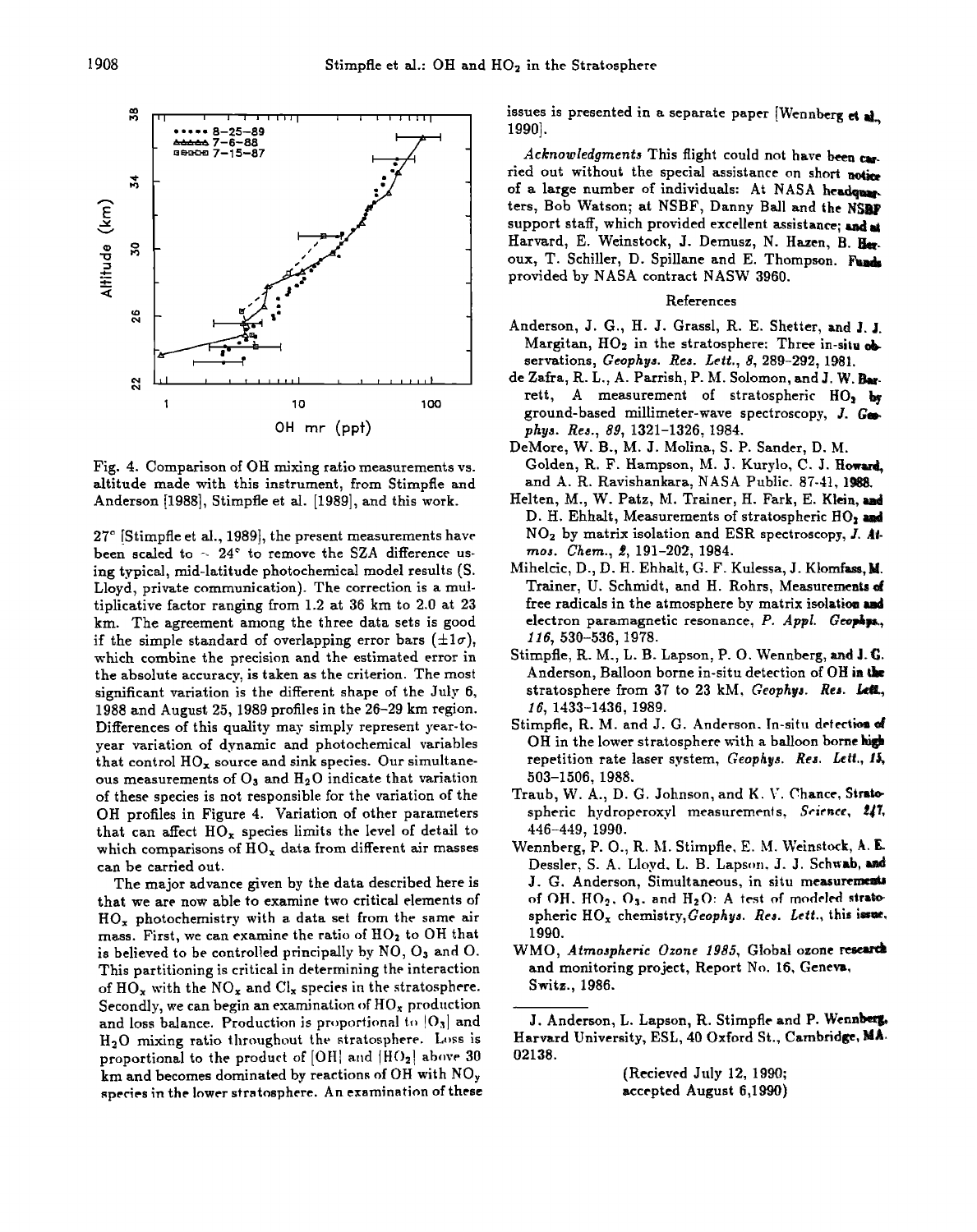•••••  8-25-89
ΔΔΔΔΔ  7-6-88
□□□□□  7-15-87

Altitude (km)

22
26
30
34
38

1
10
100

OH mr (ppt)

Fig. 4. Comparison of OH mixing ratio measurements vs. altitude made with this instrument, from Stimpfle and Anderson [1988], Stimpfle et al. [1989], and this work.

27° [Stimpfle et al., 1989], the present measurements have been scaled to ~ 24° to remove the SZA difference using typical, mid-latitude photochemical model results (S. Lloyd, private communication). The correction is a multiplicative factor ranging from 1.2 at 36 km to 2.0 at 23 km. The agreement among the three data sets is good if the simple standard of overlapping error bars ($\pm 1\sigma$), which combine the precision and the estimated error in the absolute accuracy, is taken as the criterion. The most significant variation is the different shape of the July 6, 1988 and August 25, 1989 profiles in the 26–29 km region. Differences of this quality may simply represent year-to-year variation of dynamic and photochemical variables that control $HO_x$ source and sink species. Our simultaneous measurements of $O_3$ and $H_2O$ indicate that variation of these species is not responsible for the variation of the OH profiles in Figure 4. Variation of other parameters that can affect $HO_x$ species limits the level of detail to which comparisons of $HO_x$ data from different air masses can be carried out.

The major advance given by the data described here is that we are now able to examine two critical elements of $HO_x$ photochemistry with a data set from the same air mass. First, we can examine the ratio of $HO_2$ to OH that is believed to be controlled principally by NO, $O_3$ and O. This partitioning is critical in determining the interaction of $HO_x$ with the $NO_x$ and $Cl_x$ species in the stratosphere. Secondly, we can begin an examination of $HO_x$ production and loss balance. Production is proportional to $[O_3]$ and $H_2O$ mixing ratio throughout the stratosphere. Loss is proportional to the product of [OH] and $[HO_2]$ above 30 km and becomes dominated by reactions of OH with $NO_y$ species in the lower stratosphere. An examination of these issues is presented in a separate paper [Wennberg et al., 1990].

*Acknowledgments* This flight could not have been carried out without the special assistance on short notice of a large number of individuals: At NASA headquarters, Bob Watson; at NSBF, Danny Ball and the NSBF support staff, which provided excellent assistance; and at Harvard, E. Weinstock, J. Demusz, N. Hazen, B. Heroux, T. Schiller, D. Spillane and E. Thompson. Funds provided by NASA contract NASW 3960.

## References

Anderson, J. G., H. J. Grassl, R. E. Shetter, and J. J. Margitan, $HO_2$ in the stratosphere: Three in-situ observations, *Geophys. Res. Lett.*, *8*, 289–292, 1981.

de Zafra, R. L., A. Parrish, P. M. Solomon, and J. W. Barrett, A measurement of stratospheric $HO_2$ by ground-based millimeter-wave spectroscopy, *J. Geophys. Res.*, *89*, 1321–1326, 1984.

DeMore, W. B., M. J. Molina, S. P. Sander, D. M. Golden, R. F. Hampson, M. J. Kurylo, C. J. Howard, and A. R. Ravishankara, NASA Public. 87-41, 1988.

Helten, M., W. Patz, M. Trainer, H. Fark, E. Klein, and D. H. Ehhalt, Measurements of stratospheric $HO_2$ and $NO_2$ by matrix isolation and ESR spectroscopy, *J. Atmos. Chem.*, *2*, 191–202, 1984.

Mihelcic, D., D. H. Ehhalt, G. F. Kulessa, J. Klomfass, M. Trainer, U. Schmidt, and H. Rohrs, Measurements of free radicals in the atmosphere by matrix isolation and electron paramagnetic resonance, *P. Appl. Geophys.*, *116*, 530–536, 1978.

Stimpfle, R. M., L. B. Lapson, P. O. Wennberg, and J. G. Anderson, Balloon borne in-situ detection of OH in the stratosphere from 37 to 23 kM, *Geophys. Res. Lett.*, *16*, 1433–1436, 1989.

Stimpfle, R. M. and J. G. Anderson, In-situ detection of OH in the lower stratosphere with a balloon borne high repetition rate laser system, *Geophys. Res. Lett.*, *15*, 503–1506, 1988.

Traub, W. A., D. G. Johnson, and K. V. Chance, Stratospheric hydroperoxyl measurements, *Science*, *247*, 446–449, 1990.

Wennberg, P. O., R. M. Stimpfle, E. M. Weinstock, A. E. Dessler, S. A. Lloyd, L. B. Lapson, J. J. Schwab, and J. G. Anderson, Simultaneous, in situ measurements of OH, $HO_2$, $O_3$, and $H_2O$: A test of modeled stratospheric $HO_x$ chemistry, *Geophys. Res. Lett.*, this issue, 1990.

WMO, *Atmospheric Ozone 1985*, Global ozone research and monitoring project, Report No. 16, Geneva, Switz., 1986.

---

J. Anderson, L. Lapson, R. Stimpfle and P. Wennberg, Harvard University, ESL, 40 Oxford St., Cambridge, MA 02138.

(Recieved July 12, 1990;
accepted August 6,1990)